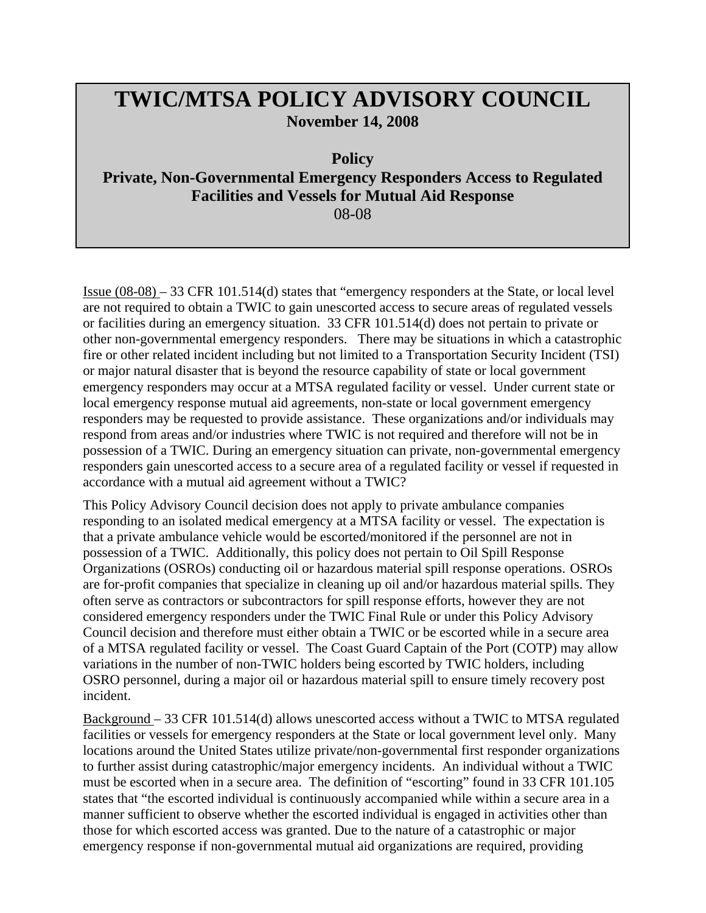# TWIC/MTSA POLICY ADVISORY COUNCIL

**November 14, 2008**

**Policy**

**Private, Non-Governmental Emergency Responders Access to Regulated Facilities and Vessels for Mutual Aid Response**

08-08

Issue (08-08) – 33 CFR 101.514(d) states that "emergency responders at the State, or local level are not required to obtain a TWIC to gain unescorted access to secure areas of regulated vessels or facilities during an emergency situation. 33 CFR 101.514(d) does not pertain to private or other non-governmental emergency responders. There may be situations in which a catastrophic fire or other related incident including but not limited to a Transportation Security Incident (TSI) or major natural disaster that is beyond the resource capability of state or local government emergency responders may occur at a MTSA regulated facility or vessel. Under current state or local emergency response mutual aid agreements, non-state or local government emergency responders may be requested to provide assistance. These organizations and/or individuals may respond from areas and/or industries where TWIC is not required and therefore will not be in possession of a TWIC. During an emergency situation can private, non-governmental emergency responders gain unescorted access to a secure area of a regulated facility or vessel if requested in accordance with a mutual aid agreement without a TWIC?

This Policy Advisory Council decision does not apply to private ambulance companies responding to an isolated medical emergency at a MTSA facility or vessel. The expectation is that a private ambulance vehicle would be escorted/monitored if the personnel are not in possession of a TWIC. Additionally, this policy does not pertain to Oil Spill Response Organizations (OSROs) conducting oil or hazardous material spill response operations. OSROs are for-profit companies that specialize in cleaning up oil and/or hazardous material spills. They often serve as contractors or subcontractors for spill response efforts, however they are not considered emergency responders under the TWIC Final Rule or under this Policy Advisory Council decision and therefore must either obtain a TWIC or be escorted while in a secure area of a MTSA regulated facility or vessel. The Coast Guard Captain of the Port (COTP) may allow variations in the number of non-TWIC holders being escorted by TWIC holders, including OSRO personnel, during a major oil or hazardous material spill to ensure timely recovery post incident.

Background – 33 CFR 101.514(d) allows unescorted access without a TWIC to MTSA regulated facilities or vessels for emergency responders at the State or local government level only. Many locations around the United States utilize private/non-governmental first responder organizations to further assist during catastrophic/major emergency incidents. An individual without a TWIC must be escorted when in a secure area. The definition of "escorting" found in 33 CFR 101.105 states that "the escorted individual is continuously accompanied while within a secure area in a manner sufficient to observe whether the escorted individual is engaged in activities other than those for which escorted access was granted. Due to the nature of a catastrophic or major emergency response if non-governmental mutual aid organizations are required, providing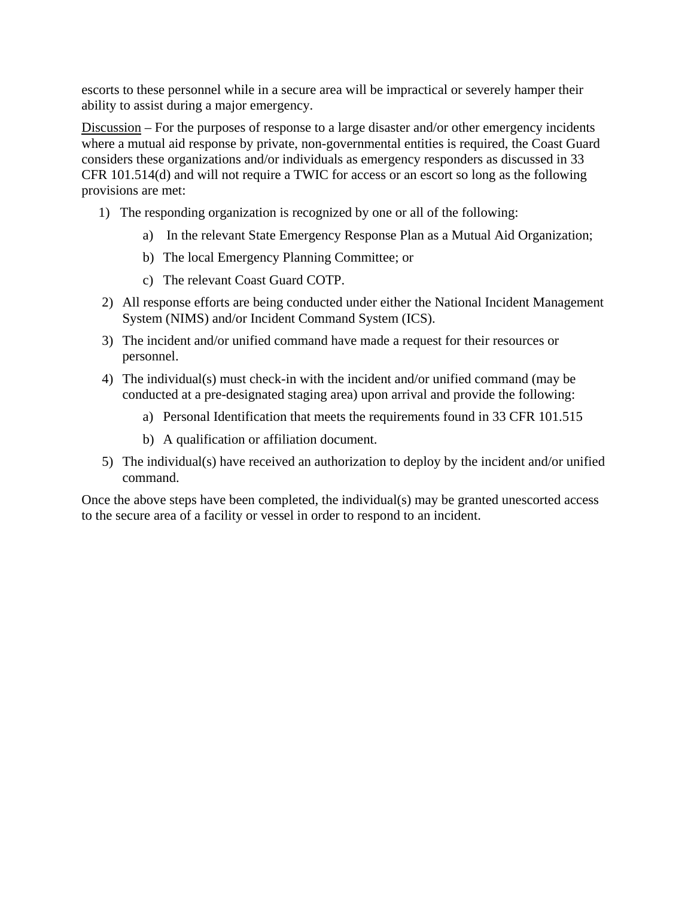escorts to these personnel while in a secure area will be impractical or severely hamper their ability to assist during a major emergency.

Discussion – For the purposes of response to a large disaster and/or other emergency incidents where a mutual aid response by private, non-governmental entities is required, the Coast Guard considers these organizations and/or individuals as emergency responders as discussed in 33 CFR 101.514(d) and will not require a TWIC for access or an escort so long as the following provisions are met:

1) The responding organization is recognized by one or all of the following:
    a) In the relevant State Emergency Response Plan as a Mutual Aid Organization;
    b) The local Emergency Planning Committee; or
    c) The relevant Coast Guard COTP.
2) All response efforts are being conducted under either the National Incident Management System (NIMS) and/or Incident Command System (ICS).
3) The incident and/or unified command have made a request for their resources or personnel.
4) The individual(s) must check-in with the incident and/or unified command (may be conducted at a pre-designated staging area) upon arrival and provide the following:
    a) Personal Identification that meets the requirements found in 33 CFR 101.515
    b) A qualification or affiliation document.
5) The individual(s) have received an authorization to deploy by the incident and/or unified command.

Once the above steps have been completed, the individual(s) may be granted unescorted access to the secure area of a facility or vessel in order to respond to an incident.